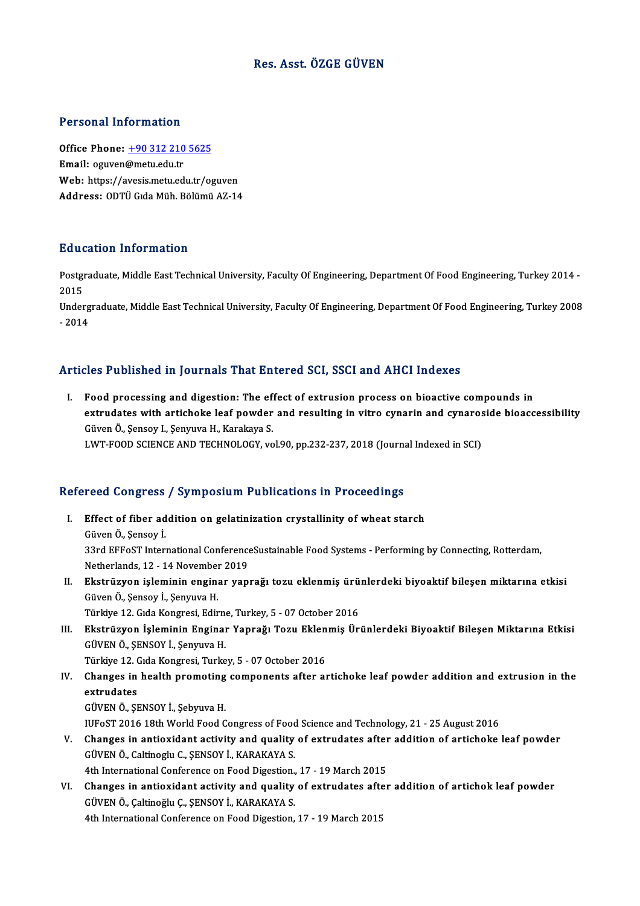# Res. Asst. ÖZGE GÜVEN

## Personal Information

**Office Phone:** +90 312 210 5625
**Email:** oguven@metu.edu.tr
**Web:** https://avesis.metu.edu.tr/oguven
**Address:** ODTÜ Gıda Müh. Bölümü AZ-14

## Education Information

Postgraduate, Middle East Technical University, Faculty Of Engineering, Department Of Food Engineering, Turkey 2014 - 2015

Undergraduate, Middle East Technical University, Faculty Of Engineering, Department Of Food Engineering, Turkey 2008 - 2014

## Articles Published in Journals That Entered SCI, SSCI and AHCI Indexes

I. **Food processing and digestion: The effect of extrusion process on bioactive compounds in extrudates with artichoke leaf powder and resulting in vitro cynarin and cynaroside bioaccessibility**
Güven Ö., Şensoy I., Şenyuva H., Karakaya S.
LWT-FOOD SCIENCE AND TECHNOLOGY, vol.90, pp.232-237, 2018 (Journal Indexed in SCI)

## Refereed Congress / Symposium Publications in Proceedings

I. **Effect of fiber addition on gelatinization crystallinity of wheat starch**
Güven Ö., Şensoy İ.
33rd EFFoST International ConferenceSustainable Food Systems - Performing by Connecting, Rotterdam, Netherlands, 12 - 14 November 2019

II. **Ekstrüzyon işleminin enginar yaprağı tozu eklenmiş ürünlerdeki biyoaktif bileşen miktarına etkisi**
Güven Ö., Şensoy İ., Şenyuva H.
Türkiye 12. Gıda Kongresi, Edirne, Turkey, 5 - 07 October 2016

III. **Ekstrüzyon İşleminin Enginar Yaprağı Tozu Eklenmiş Ürünlerdeki Biyoaktif Bileşen Miktarına Etkisi**
GÜVEN Ö., ŞENSOY İ., Şenyuva H.
Türkiye 12. Gıda Kongresi, Turkey, 5 - 07 October 2016

IV. **Changes in health promoting components after artichoke leaf powder addition and extrusion in the extrudates**
GÜVEN Ö., ŞENSOY İ., Şebyuva H.
IUFoST 2016 18th World Food Congress of Food Science and Technology, 21 - 25 August 2016

V. **Changes in antioxidant activity and quality of extrudates after addition of artichoke leaf powder**
GÜVEN Ö., Caltinoglu C., ŞENSOY İ., KARAKAYA S.
4th International Conference on Food Digestion., 17 - 19 March 2015

VI. **Changes in antioxidant activity and quality of extrudates after addition of artichok leaf powder**
GÜVEN Ö., Çaltinoğlu Ç., ŞENSOY İ., KARAKAYA S.
4th International Conference on Food Digestion, 17 - 19 March 2015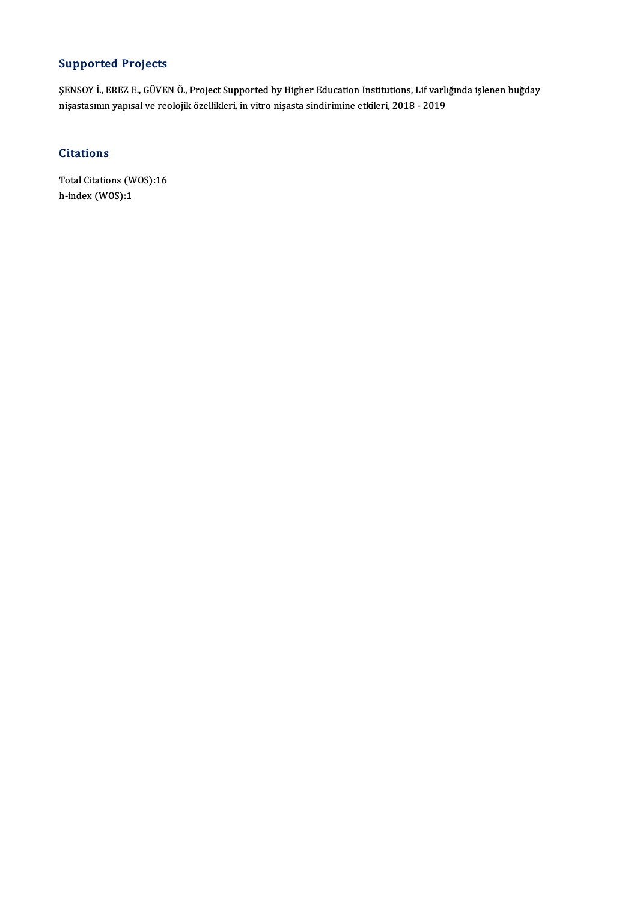## Supported Projects

ŞENSOY İ., EREZ E., GÜVEN Ö., Project Supported by Higher Education Institutions, Lif varlığında işlenen buğday nişastasının yapısal ve reolojik özellikleri, in vitro nişasta sindirimine etkileri, 2018 - 2019

## Citations

Total Citations (WOS):16
h-index (WOS):1